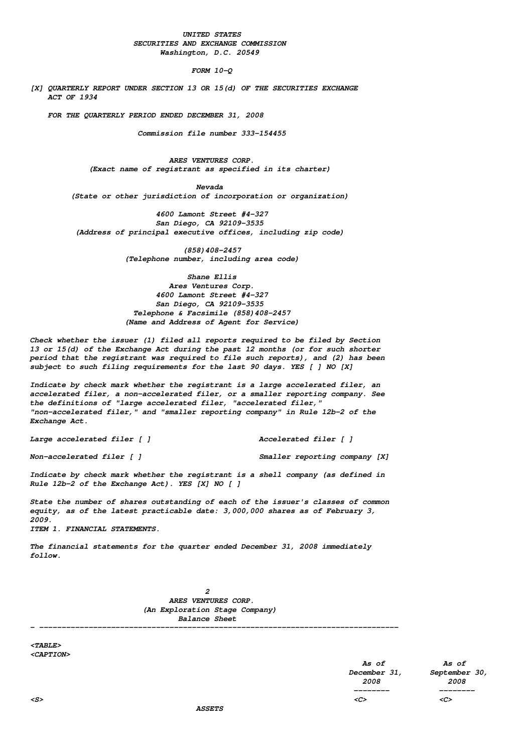UNITED STATES
SECURITIES AND EXCHANGE COMMISSION
Washington, D.C. 20549

# FORM 10-Q

[X] QUARTERLY REPORT UNDER SECTION 13 OR 15(d) OF THE SECURITIES EXCHANGE ACT OF 1934

FOR THE QUARTERLY PERIOD ENDED DECEMBER 31, 2008

Commission file number 333-154455

**ARES VENTURES CORP.**
(Exact name of registrant as specified in its charter)

Nevada
(State or other jurisdiction of incorporation or organization)

4600 Lamont Street #4-327
San Diego, CA 92109-3535
(Address of principal executive offices, including zip code)

(858)408-2457
(Telephone number, including area code)

Shane Ellis
Ares Ventures Corp.
4600 Lamont Street #4-327
San Diego, CA 92109-3535
Telephone & Facsimile (858)408-2457
(Name and Address of Agent for Service)

Check whether the issuer (1) filed all reports required to be filed by Section 13 or 15(d) of the Exchange Act during the past 12 months (or for such shorter period that the registrant was required to file such reports), and (2) has been subject to such filing requirements for the last 90 days. YES [ ] NO [X]

Indicate by check mark whether the registrant is a large accelerated filer, an accelerated filer, a non-accelerated filer, or a smaller reporting company. See the definitions of "large accelerated filer, "accelerated filer," "non-accelerated filer," and "smaller reporting company" in Rule 12b-2 of the Exchange Act.

Large accelerated filer [ ] Accelerated filer [ ]

Non-accelerated filer [ ] Smaller reporting company [X]

Indicate by check mark whether the registrant is a shell company (as defined in Rule 12b-2 of the Exchange Act). YES [X] NO [ ]

State the number of shares outstanding of each of the issuer's classes of common equity, as of the latest practicable date: 3,000,000 shares as of February 3, 2009.

## ITEM 1. FINANCIAL STATEMENTS.

The financial statements for the quarter ended December 31, 2008 immediately follow.

**ARES VENTURES CORP.**
(An Exploration Stage Company)
Balance Sheet

| | As of December 31, 2008 | As of September 30, 2008 |
|---|---|---|
| ASSETS | | |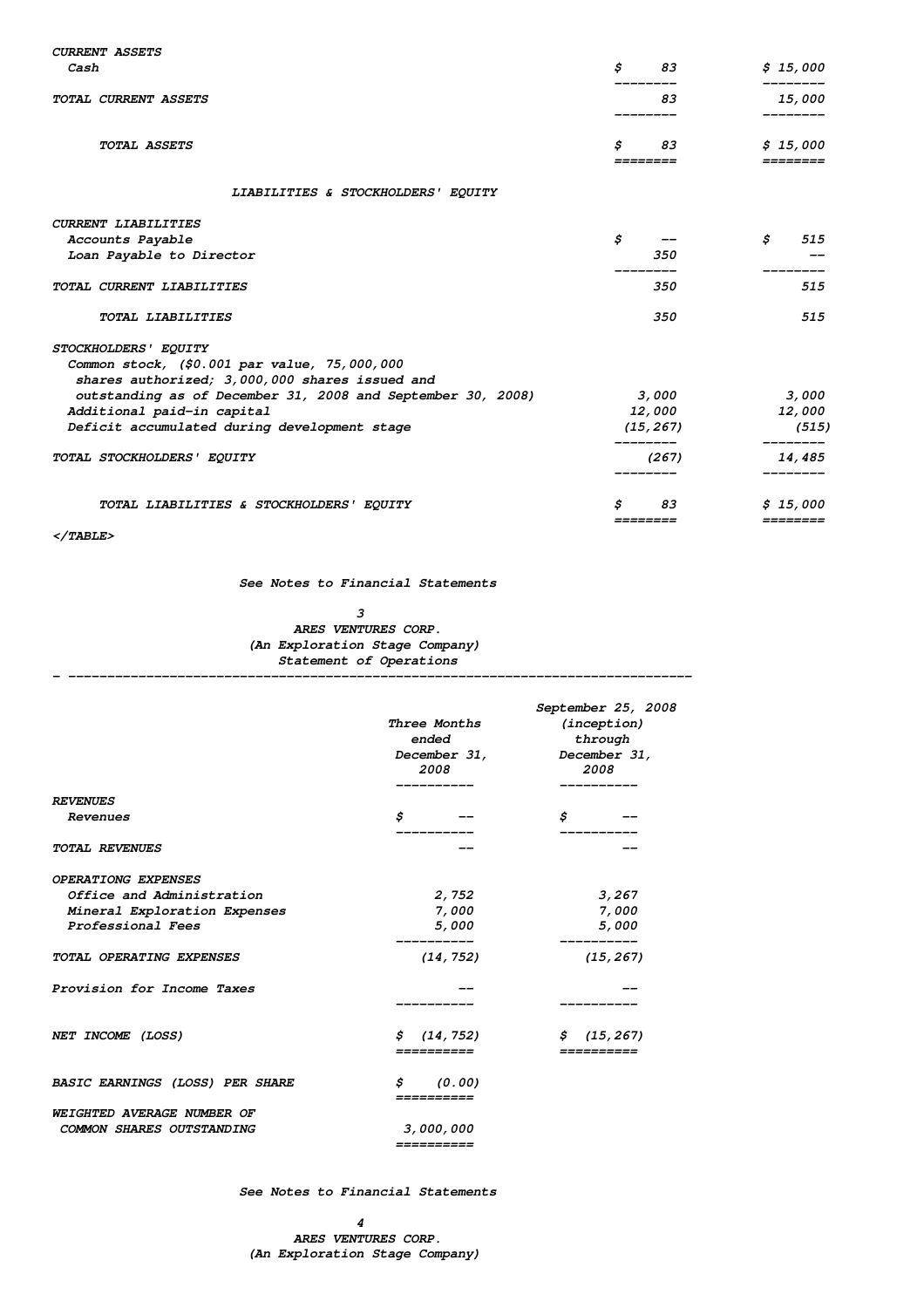| | | |
|---|---|---|
| **CURRENT ASSETS** | | |
| Cash | $ 83 | $ 15,000 |
| **TOTAL CURRENT ASSETS** | 83 | 15,000 |
| **TOTAL ASSETS** | $ 83 | $ 15,000 |
| **LIABILITIES & STOCKHOLDERS' EQUITY** | | |
| **CURRENT LIABILITIES** | | |
| Accounts Payable | $ -- | $ 515 |
| Loan Payable to Director | 350 | -- |
| **TOTAL CURRENT LIABILITIES** | 350 | 515 |
| **TOTAL LIABILITIES** | 350 | 515 |
| **STOCKHOLDERS' EQUITY** | | |
| Common stock, ($0.001 par value, 75,000,000 shares authorized; 3,000,000 shares issued and outstanding as of December 31, 2008 and September 30, 2008) | 3,000 | 3,000 |
| Additional paid-in capital | 12,000 | 12,000 |
| Deficit accumulated during development stage | (15,267) | (515) |
| **TOTAL STOCKHOLDERS' EQUITY** | (267) | 14,485 |
| **TOTAL LIABILITIES & STOCKHOLDERS' EQUITY** | $ 83 | $ 15,000 |

</TABLE>

See Notes to Financial Statements

ARES VENTURES CORP.
(An Exploration Stage Company)
Statement of Operations

| | Three Months ended December 31, 2008 | September 25, 2008 (inception) through December 31, 2008 |
|---|---|---|
| **REVENUES** | | |
| Revenues | $ -- | $ -- |
| **TOTAL REVENUES** | -- | -- |
| **OPERATIONG EXPENSES** | | |
| Office and Administration | 2,752 | 3,267 |
| Mineral Exploration Expenses | 7,000 | 7,000 |
| Professional Fees | 5,000 | 5,000 |
| **TOTAL OPERATING EXPENSES** | (14,752) | (15,267) |
| Provision for Income Taxes | -- | -- |
| **NET INCOME (LOSS)** | $ (14,752) | $ (15,267) |
| **BASIC EARNINGS (LOSS) PER SHARE** | $ (0.00) | |
| **WEIGHTED AVERAGE NUMBER OF COMMON SHARES OUTSTANDING** | 3,000,000 | |

See Notes to Financial Statements

ARES VENTURES CORP.
(An Exploration Stage Company)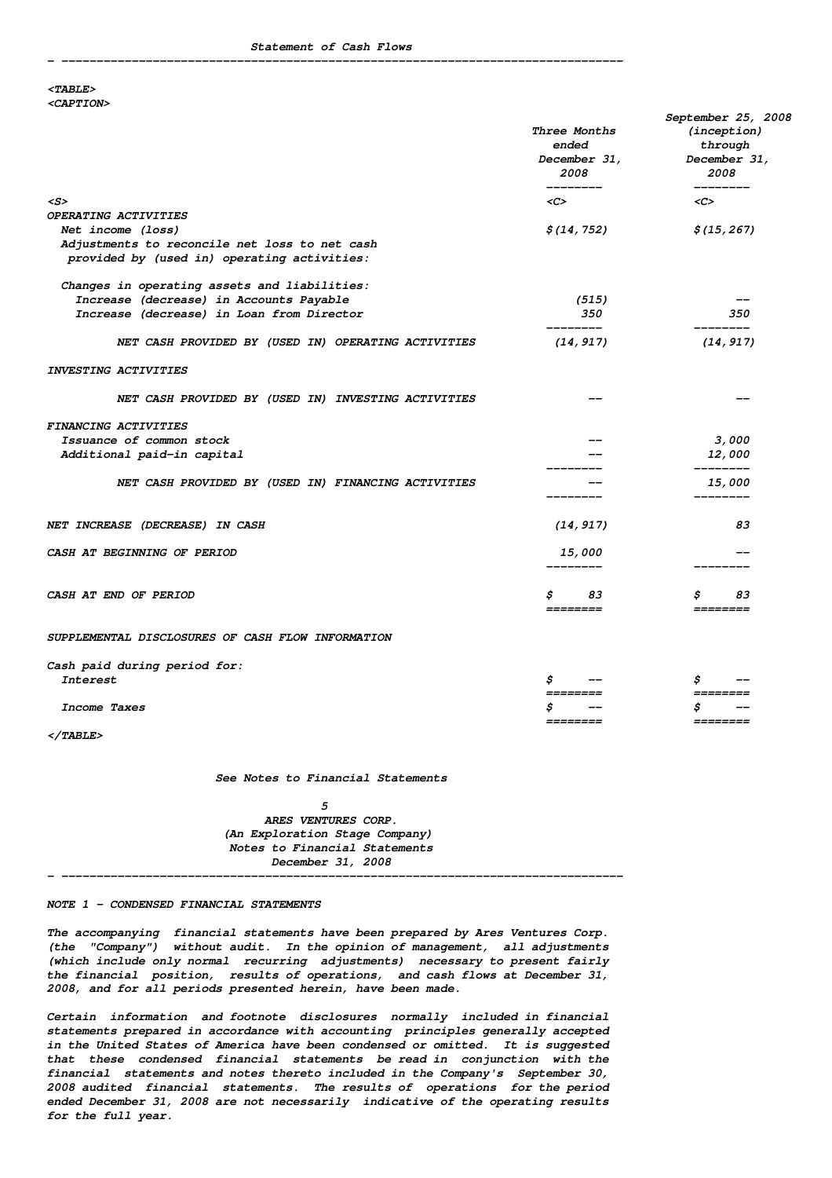## Statement of Cash Flows

| | Three Months ended December 31, 2008 | September 25, 2008 (inception) through December 31, 2008 |
|---|---|---|
| **OPERATING ACTIVITIES** | | |
| Net income (loss) | $(14,752) | $(15,267) |
| Adjustments to reconcile net loss to net cash provided by (used in) operating activities: | | |
| Changes in operating assets and liabilities: | | |
| Increase (decrease) in Accounts Payable | (515) | -- |
| Increase (decrease) in Loan from Director | 350 | 350 |
| NET CASH PROVIDED BY (USED IN) OPERATING ACTIVITIES | (14,917) | (14,917) |
| **INVESTING ACTIVITIES** | | |
| NET CASH PROVIDED BY (USED IN) INVESTING ACTIVITIES | -- | -- |
| **FINANCING ACTIVITIES** | | |
| Issuance of common stock | -- | 3,000 |
| Additional paid-in capital | -- | 12,000 |
| NET CASH PROVIDED BY (USED IN) FINANCING ACTIVITIES | -- | 15,000 |
| NET INCREASE (DECREASE) IN CASH | (14,917) | 83 |
| CASH AT BEGINNING OF PERIOD | 15,000 | -- |
| CASH AT END OF PERIOD | $ 83 | $ 83 |
| **SUPPLEMENTAL DISCLOSURES OF CASH FLOW INFORMATION** | | |
| Cash paid during period for: | | |
| Interest | $ -- | $ -- |
| Income Taxes | $ -- | $ -- |

See Notes to Financial Statements

ARES VENTURES CORP.
(An Exploration Stage Company)
Notes to Financial Statements
December 31, 2008

### NOTE 1 - CONDENSED FINANCIAL STATEMENTS

The accompanying financial statements have been prepared by Ares Ventures Corp. (the "Company") without audit. In the opinion of management, all adjustments (which include only normal recurring adjustments) necessary to present fairly the financial position, results of operations, and cash flows at December 31, 2008, and for all periods presented herein, have been made.

Certain information and footnote disclosures normally included in financial statements prepared in accordance with accounting principles generally accepted in the United States of America have been condensed or omitted. It is suggested that these condensed financial statements be read in conjunction with the financial statements and notes thereto included in the Company's September 30, 2008 audited financial statements. The results of operations for the period ended December 31, 2008 are not necessarily indicative of the operating results for the full year.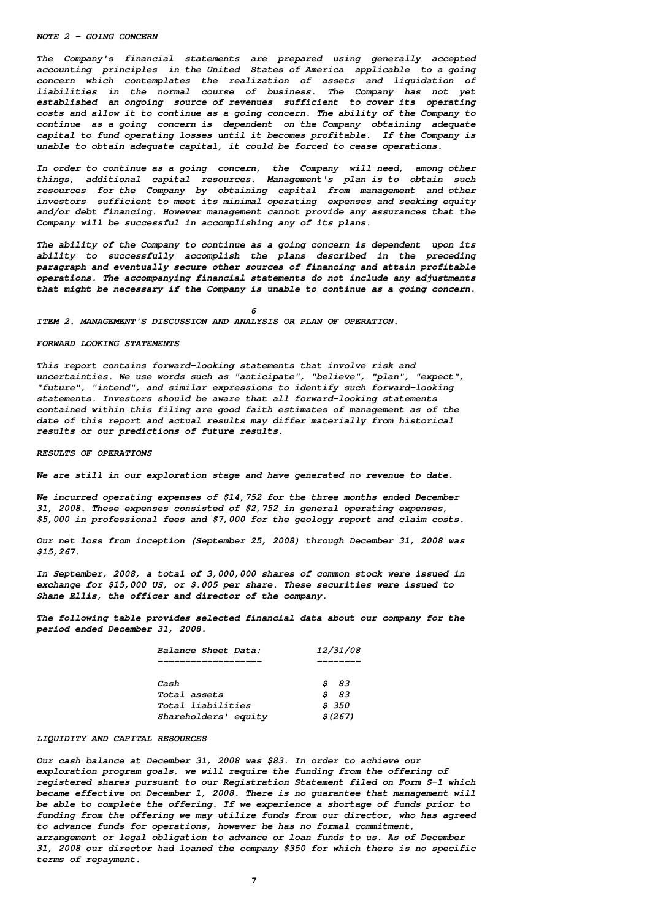NOTE 2 - GOING CONCERN

The Company's financial statements are prepared using generally accepted accounting principles in the United States of America applicable to a going concern which contemplates the realization of assets and liquidation of liabilities in the normal course of business. The Company has not yet established an ongoing source of revenues sufficient to cover its operating costs and allow it to continue as a going concern. The ability of the Company to continue as a going concern is dependent on the Company obtaining adequate capital to fund operating losses until it becomes profitable. If the Company is unable to obtain adequate capital, it could be forced to cease operations.

In order to continue as a going concern, the Company will need, among other things, additional capital resources. Management's plan is to obtain such resources for the Company by obtaining capital from management and other investors sufficient to meet its minimal operating expenses and seeking equity and/or debt financing. However management cannot provide any assurances that the Company will be successful in accomplishing any of its plans.

The ability of the Company to continue as a going concern is dependent upon its ability to successfully accomplish the plans described in the preceding paragraph and eventually secure other sources of financing and attain profitable operations. The accompanying financial statements do not include any adjustments that might be necessary if the Company is unable to continue as a going concern.

ITEM 2. MANAGEMENT'S DISCUSSION AND ANALYSIS OR PLAN OF OPERATION.

FORWARD LOOKING STATEMENTS

This report contains forward-looking statements that involve risk and uncertainties. We use words such as "anticipate", "believe", "plan", "expect", "future", "intend", and similar expressions to identify such forward-looking statements. Investors should be aware that all forward-looking statements contained within this filing are good faith estimates of management as of the date of this report and actual results may differ materially from historical results or our predictions of future results.

RESULTS OF OPERATIONS

We are still in our exploration stage and have generated no revenue to date.

We incurred operating expenses of $14,752 for the three months ended December 31, 2008. These expenses consisted of $2,752 in general operating expenses, $5,000 in professional fees and $7,000 for the geology report and claim costs.

Our net loss from inception (September 25, 2008) through December 31, 2008 was $15,267.

In September, 2008, a total of 3,000,000 shares of common stock were issued in exchange for $15,000 US, or $.005 per share. These securities were issued to Shane Ellis, the officer and director of the company.

The following table provides selected financial data about our company for the period ended December 31, 2008.

| Balance Sheet Data: | 12/31/08 |
|---|---|
| Cash | $ 83 |
| Total assets | $ 83 |
| Total liabilities | $ 350 |
| Shareholders' equity | $(267) |

LIQUIDITY AND CAPITAL RESOURCES

Our cash balance at December 31, 2008 was $83. In order to achieve our exploration program goals, we will require the funding from the offering of registered shares pursuant to our Registration Statement filed on Form S-1 which became effective on December 1, 2008. There is no guarantee that management will be able to complete the offering. If we experience a shortage of funds prior to funding from the offering we may utilize funds from our director, who has agreed to advance funds for operations, however he has no formal commitment, arrangement or legal obligation to advance or loan funds to us. As of December 31, 2008 our director had loaned the company $350 for which there is no specific terms of repayment.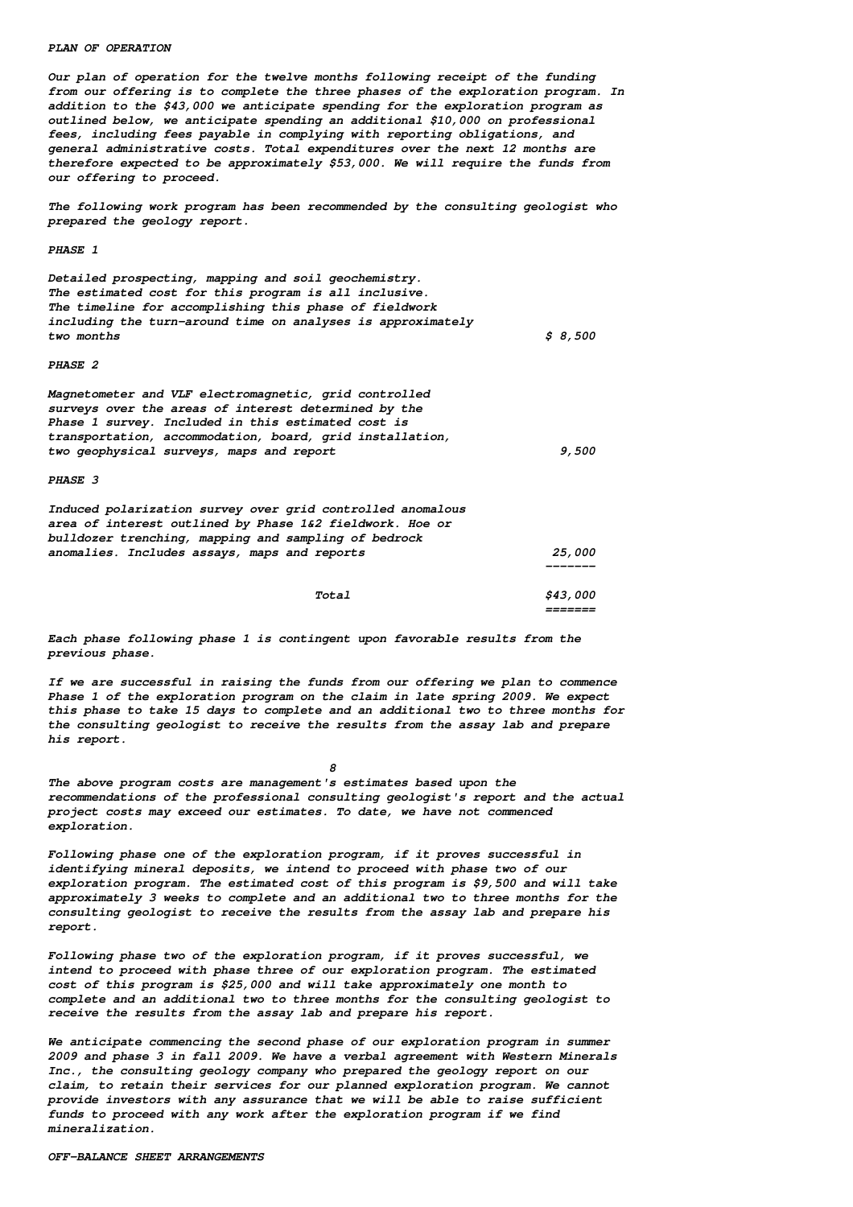## PLAN OF OPERATION

Our plan of operation for the twelve months following receipt of the funding from our offering is to complete the three phases of the exploration program. In addition to the $43,000 we anticipate spending for the exploration program as outlined below, we anticipate spending an additional $10,000 on professional fees, including fees payable in complying with reporting obligations, and general administrative costs. Total expenditures over the next 12 months are therefore expected to be approximately $53,000. We will require the funds from our offering to proceed.

The following work program has been recommended by the consulting geologist who prepared the geology report.

| | |
|---|---|
| **PHASE 1** | |
| Detailed prospecting, mapping and soil geochemistry. The estimated cost for this program is all inclusive. The timeline for accomplishing this phase of fieldwork including the turn-around time on analyses is approximately two months | $ 8,500 |
| **PHASE 2** | |
| Magnetometer and VLF electromagnetic, grid controlled surveys over the areas of interest determined by the Phase 1 survey. Included in this estimated cost is transportation, accommodation, board, grid installation, two geophysical surveys, maps and report | 9,500 |
| **PHASE 3** | |
| Induced polarization survey over grid controlled anomalous area of interest outlined by Phase 1&2 fieldwork. Hoe or bulldozer trenching, mapping and sampling of bedrock anomalies. Includes assays, maps and reports | 25,000 |
| Total | $43,000 |

Each phase following phase 1 is contingent upon favorable results from the previous phase.

If we are successful in raising the funds from our offering we plan to commence Phase 1 of the exploration program on the claim in late spring 2009. We expect this phase to take 15 days to complete and an additional two to three months for the consulting geologist to receive the results from the assay lab and prepare his report.

The above program costs are management's estimates based upon the recommendations of the professional consulting geologist's report and the actual project costs may exceed our estimates. To date, we have not commenced exploration.

Following phase one of the exploration program, if it proves successful in identifying mineral deposits, we intend to proceed with phase two of our exploration program. The estimated cost of this program is $9,500 and will take approximately 3 weeks to complete and an additional two to three months for the consulting geologist to receive the results from the assay lab and prepare his report.

Following phase two of the exploration program, if it proves successful, we intend to proceed with phase three of our exploration program. The estimated cost of this program is $25,000 and will take approximately one month to complete and an additional two to three months for the consulting geologist to receive the results from the assay lab and prepare his report.

We anticipate commencing the second phase of our exploration program in summer 2009 and phase 3 in fall 2009. We have a verbal agreement with Western Minerals Inc., the consulting geology company who prepared the geology report on our claim, to retain their services for our planned exploration program. We cannot provide investors with any assurance that we will be able to raise sufficient funds to proceed with any work after the exploration program if we find mineralization.

## OFF-BALANCE SHEET ARRANGEMENTS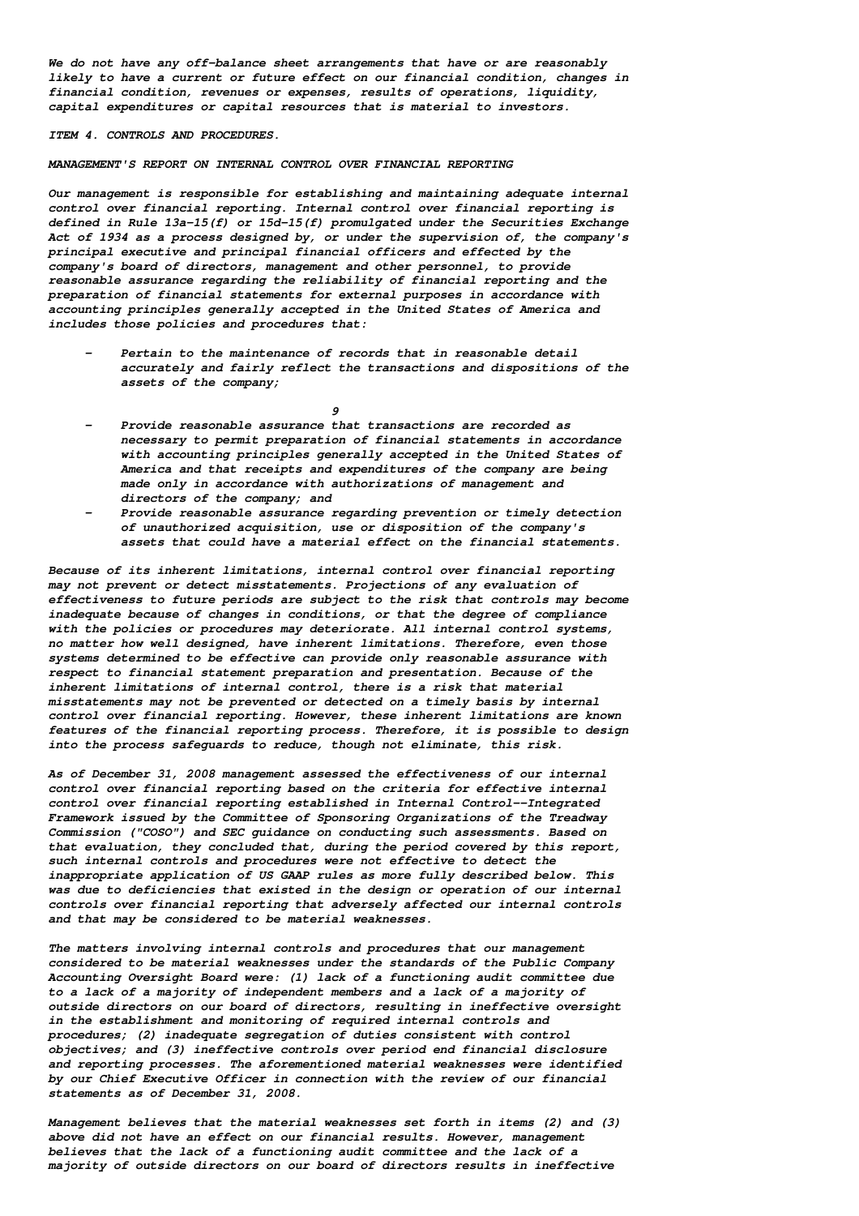We do not have any off-balance sheet arrangements that have or are reasonably likely to have a current or future effect on our financial condition, changes in financial condition, revenues or expenses, results of operations, liquidity, capital expenditures or capital resources that is material to investors.

## ITEM 4. CONTROLS AND PROCEDURES.

### MANAGEMENT'S REPORT ON INTERNAL CONTROL OVER FINANCIAL REPORTING

Our management is responsible for establishing and maintaining adequate internal control over financial reporting. Internal control over financial reporting is defined in Rule 13a-15(f) or 15d-15(f) promulgated under the Securities Exchange Act of 1934 as a process designed by, or under the supervision of, the company's principal executive and principal financial officers and effected by the company's board of directors, management and other personnel, to provide reasonable assurance regarding the reliability of financial reporting and the preparation of financial statements for external purposes in accordance with accounting principles generally accepted in the United States of America and includes those policies and procedures that:

- Pertain to the maintenance of records that in reasonable detail accurately and fairly reflect the transactions and dispositions of the assets of the company;
- Provide reasonable assurance that transactions are recorded as necessary to permit preparation of financial statements in accordance with accounting principles generally accepted in the United States of America and that receipts and expenditures of the company are being made only in accordance with authorizations of management and directors of the company; and
- Provide reasonable assurance regarding prevention or timely detection of unauthorized acquisition, use or disposition of the company's assets that could have a material effect on the financial statements.

Because of its inherent limitations, internal control over financial reporting may not prevent or detect misstatements. Projections of any evaluation of effectiveness to future periods are subject to the risk that controls may become inadequate because of changes in conditions, or that the degree of compliance with the policies or procedures may deteriorate. All internal control systems, no matter how well designed, have inherent limitations. Therefore, even those systems determined to be effective can provide only reasonable assurance with respect to financial statement preparation and presentation. Because of the inherent limitations of internal control, there is a risk that material misstatements may not be prevented or detected on a timely basis by internal control over financial reporting. However, these inherent limitations are known features of the financial reporting process. Therefore, it is possible to design into the process safeguards to reduce, though not eliminate, this risk.

As of December 31, 2008 management assessed the effectiveness of our internal control over financial reporting based on the criteria for effective internal control over financial reporting established in Internal Control--Integrated Framework issued by the Committee of Sponsoring Organizations of the Treadway Commission ("COSO") and SEC guidance on conducting such assessments. Based on that evaluation, they concluded that, during the period covered by this report, such internal controls and procedures were not effective to detect the inappropriate application of US GAAP rules as more fully described below. This was due to deficiencies that existed in the design or operation of our internal controls over financial reporting that adversely affected our internal controls and that may be considered to be material weaknesses.

The matters involving internal controls and procedures that our management considered to be material weaknesses under the standards of the Public Company Accounting Oversight Board were: (1) lack of a functioning audit committee due to a lack of a majority of independent members and a lack of a majority of outside directors on our board of directors, resulting in ineffective oversight in the establishment and monitoring of required internal controls and procedures; (2) inadequate segregation of duties consistent with control objectives; and (3) ineffective controls over period end financial disclosure and reporting processes. The aforementioned material weaknesses were identified by our Chief Executive Officer in connection with the review of our financial statements as of December 31, 2008.

Management believes that the material weaknesses set forth in items (2) and (3) above did not have an effect on our financial results. However, management believes that the lack of a functioning audit committee and the lack of a majority of outside directors on our board of directors results in ineffective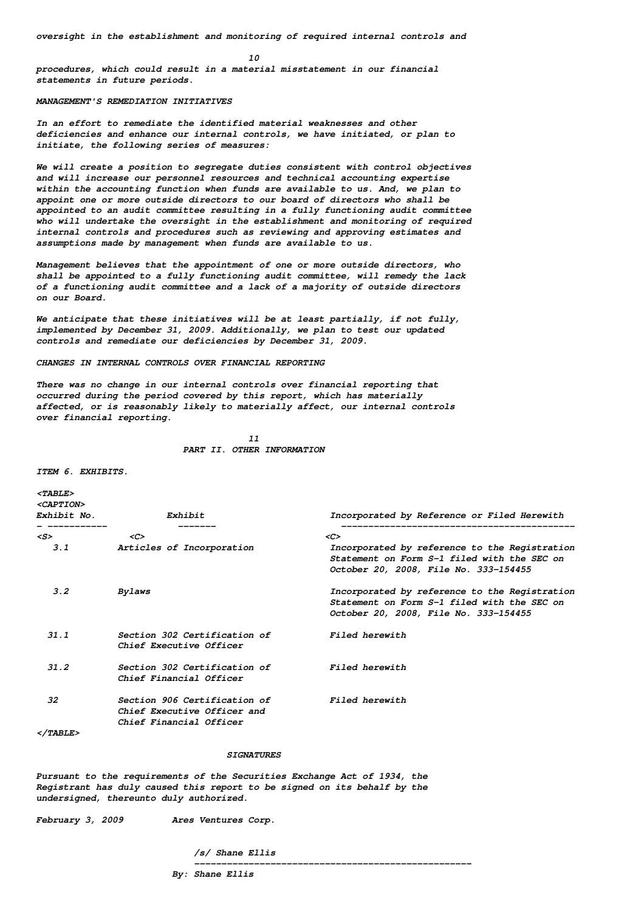oversight in the establishment and monitoring of required internal controls and procedures, which could result in a material misstatement in our financial statements in future periods.

MANAGEMENT'S REMEDIATION INITIATIVES

In an effort to remediate the identified material weaknesses and other deficiencies and enhance our internal controls, we have initiated, or plan to initiate, the following series of measures:

We will create a position to segregate duties consistent with control objectives and will increase our personnel resources and technical accounting expertise within the accounting function when funds are available to us. And, we plan to appoint one or more outside directors to our board of directors who shall be appointed to an audit committee resulting in a fully functioning audit committee who will undertake the oversight in the establishment and monitoring of required internal controls and procedures such as reviewing and approving estimates and assumptions made by management when funds are available to us.

Management believes that the appointment of one or more outside directors, who shall be appointed to a fully functioning audit committee, will remedy the lack of a functioning audit committee and a lack of a majority of outside directors on our Board.

We anticipate that these initiatives will be at least partially, if not fully, implemented by December 31, 2009. Additionally, we plan to test our updated controls and remediate our deficiencies by December 31, 2009.

CHANGES IN INTERNAL CONTROLS OVER FINANCIAL REPORTING

There was no change in our internal controls over financial reporting that occurred during the period covered by this report, which has materially affected, or is reasonably likely to materially affect, our internal controls over financial reporting.

## PART II. OTHER INFORMATION

ITEM 6. EXHIBITS.

| Exhibit No. | Exhibit | Incorporated by Reference or Filed Herewith |
|---|---|---|
| 3.1 | Articles of Incorporation | Incorporated by reference to the Registration Statement on Form S-1 filed with the SEC on October 20, 2008, File No. 333-154455 |
| 3.2 | Bylaws | Incorporated by reference to the Registration Statement on Form S-1 filed with the SEC on October 20, 2008, File No. 333-154455 |
| 31.1 | Section 302 Certification of Chief Executive Officer | Filed herewith |
| 31.2 | Section 302 Certification of Chief Financial Officer | Filed herewith |
| 32 | Section 906 Certification of Chief Executive Officer and Chief Financial Officer | Filed herewith |

SIGNATURES

Pursuant to the requirements of the Securities Exchange Act of 1934, the Registrant has duly caused this report to be signed on its behalf by the undersigned, thereunto duly authorized.

February 3, 2009 Ares Ventures Corp.

/s/ Shane Ellis
---------------------------------------------------
By: Shane Ellis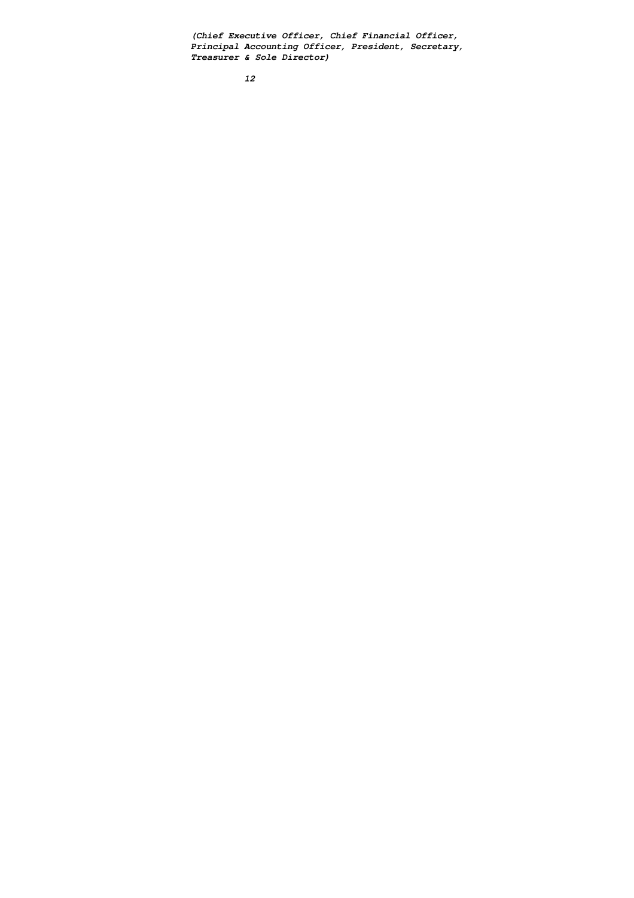*(Chief Executive Officer, Chief Financial Officer, Principal Accounting Officer, President, Secretary, Treasurer & Sole Director)*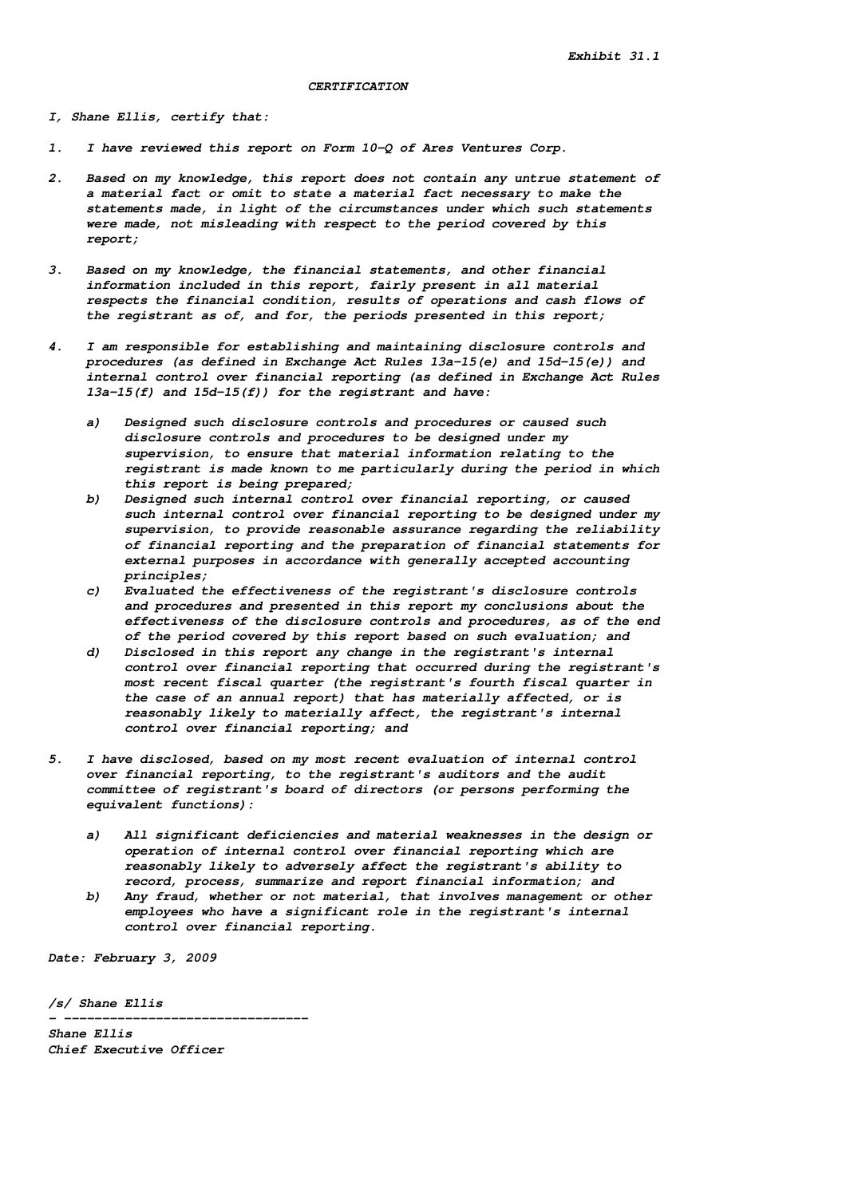Exhibit 31.1

CERTIFICATION

I, Shane Ellis, certify that:

1. I have reviewed this report on Form 10-Q of Ares Ventures Corp.

2. Based on my knowledge, this report does not contain any untrue statement of a material fact or omit to state a material fact necessary to make the statements made, in light of the circumstances under which such statements were made, not misleading with respect to the period covered by this report;

3. Based on my knowledge, the financial statements, and other financial information included in this report, fairly present in all material respects the financial condition, results of operations and cash flows of the registrant as of, and for, the periods presented in this report;

4. I am responsible for establishing and maintaining disclosure controls and procedures (as defined in Exchange Act Rules 13a-15(e) and 15d-15(e)) and internal control over financial reporting (as defined in Exchange Act Rules 13a-15(f) and 15d-15(f)) for the registrant and have:

   a) Designed such disclosure controls and procedures or caused such disclosure controls and procedures to be designed under my supervision, to ensure that material information relating to the registrant is made known to me particularly during the period in which this report is being prepared;
   b) Designed such internal control over financial reporting, or caused such internal control over financial reporting to be designed under my supervision, to provide reasonable assurance regarding the reliability of financial reporting and the preparation of financial statements for external purposes in accordance with generally accepted accounting principles;
   c) Evaluated the effectiveness of the registrant's disclosure controls and procedures and presented in this report my conclusions about the effectiveness of the disclosure controls and procedures, as of the end of the period covered by this report based on such evaluation; and
   d) Disclosed in this report any change in the registrant's internal control over financial reporting that occurred during the registrant's most recent fiscal quarter (the registrant's fourth fiscal quarter in the case of an annual report) that has materially affected, or is reasonably likely to materially affect, the registrant's internal control over financial reporting; and

5. I have disclosed, based on my most recent evaluation of internal control over financial reporting, to the registrant's auditors and the audit committee of registrant's board of directors (or persons performing the equivalent functions):

   a) All significant deficiencies and material weaknesses in the design or operation of internal control over financial reporting which are reasonably likely to adversely affect the registrant's ability to record, process, summarize and report financial information; and
   b) Any fraud, whether or not material, that involves management or other employees who have a significant role in the registrant's internal control over financial reporting.

Date: February 3, 2009

/s/ Shane Ellis
- --------------------------------
Shane Ellis
Chief Executive Officer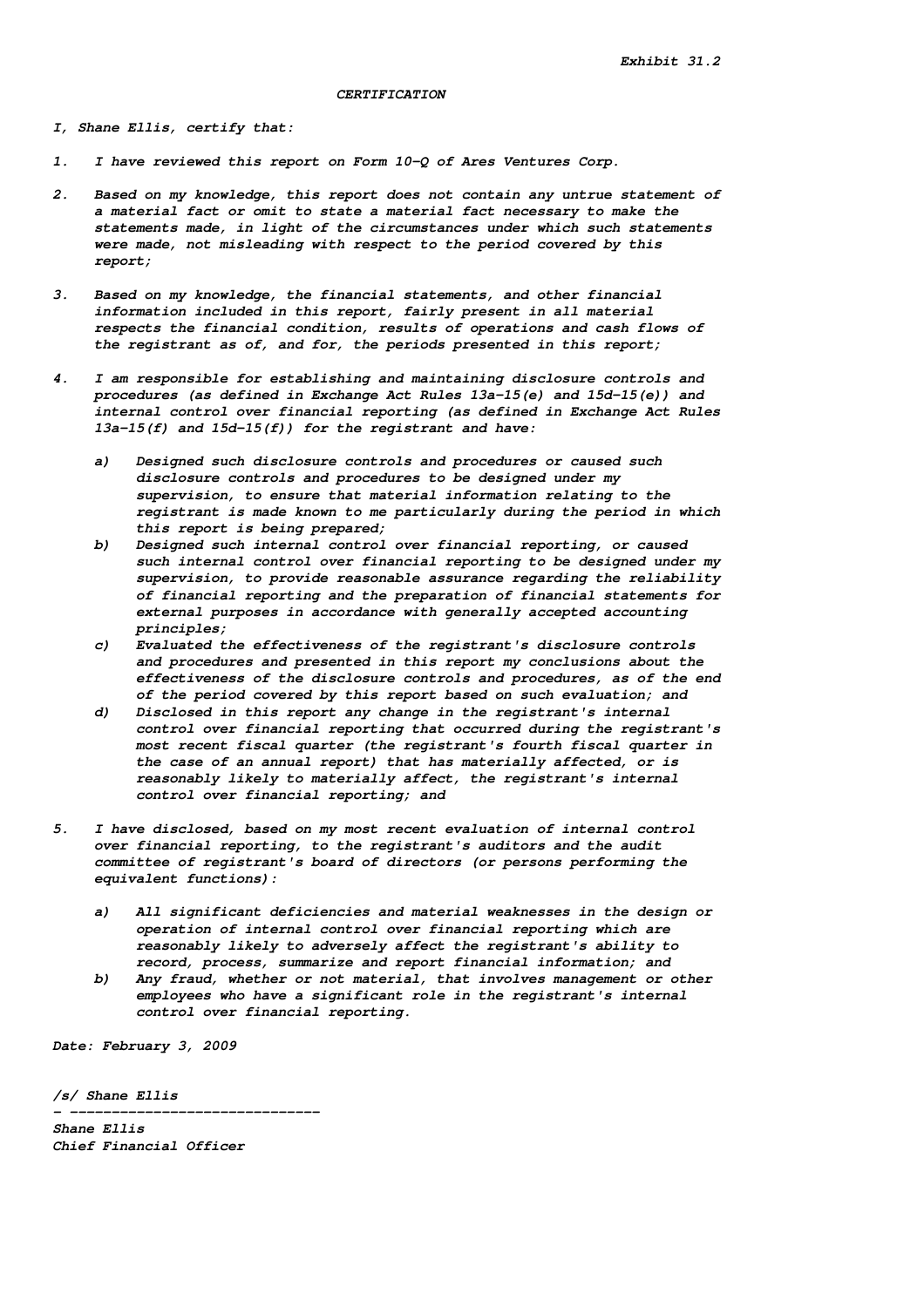*Exhibit 31.2*

*CERTIFICATION*

*I, Shane Ellis, certify that:*

1. *I have reviewed this report on Form 10-Q of Ares Ventures Corp.*

2. *Based on my knowledge, this report does not contain any untrue statement of a material fact or omit to state a material fact necessary to make the statements made, in light of the circumstances under which such statements were made, not misleading with respect to the period covered by this report;*

3. *Based on my knowledge, the financial statements, and other financial information included in this report, fairly present in all material respects the financial condition, results of operations and cash flows of the registrant as of, and for, the periods presented in this report;*

4. *I am responsible for establishing and maintaining disclosure controls and procedures (as defined in Exchange Act Rules 13a-15(e) and 15d-15(e)) and internal control over financial reporting (as defined in Exchange Act Rules 13a-15(f) and 15d-15(f)) for the registrant and have:*

   a) *Designed such disclosure controls and procedures or caused such disclosure controls and procedures to be designed under my supervision, to ensure that material information relating to the registrant is made known to me particularly during the period in which this report is being prepared;*
   b) *Designed such internal control over financial reporting, or caused such internal control over financial reporting to be designed under my supervision, to provide reasonable assurance regarding the reliability of financial reporting and the preparation of financial statements for external purposes in accordance with generally accepted accounting principles;*
   c) *Evaluated the effectiveness of the registrant's disclosure controls and procedures and presented in this report my conclusions about the effectiveness of the disclosure controls and procedures, as of the end of the period covered by this report based on such evaluation; and*
   d) *Disclosed in this report any change in the registrant's internal control over financial reporting that occurred during the registrant's most recent fiscal quarter (the registrant's fourth fiscal quarter in the case of an annual report) that has materially affected, or is reasonably likely to materially affect, the registrant's internal control over financial reporting; and*

5. *I have disclosed, based on my most recent evaluation of internal control over financial reporting, to the registrant's auditors and the audit committee of registrant's board of directors (or persons performing the equivalent functions):*

   a) *All significant deficiencies and material weaknesses in the design or operation of internal control over financial reporting which are reasonably likely to adversely affect the registrant's ability to record, process, summarize and report financial information; and*
   b) *Any fraud, whether or not material, that involves management or other employees who have a significant role in the registrant's internal control over financial reporting.*

*Date: February 3, 2009*

*/s/ Shane Ellis*
*- ------------------------------*
*Shane Ellis*
*Chief Financial Officer*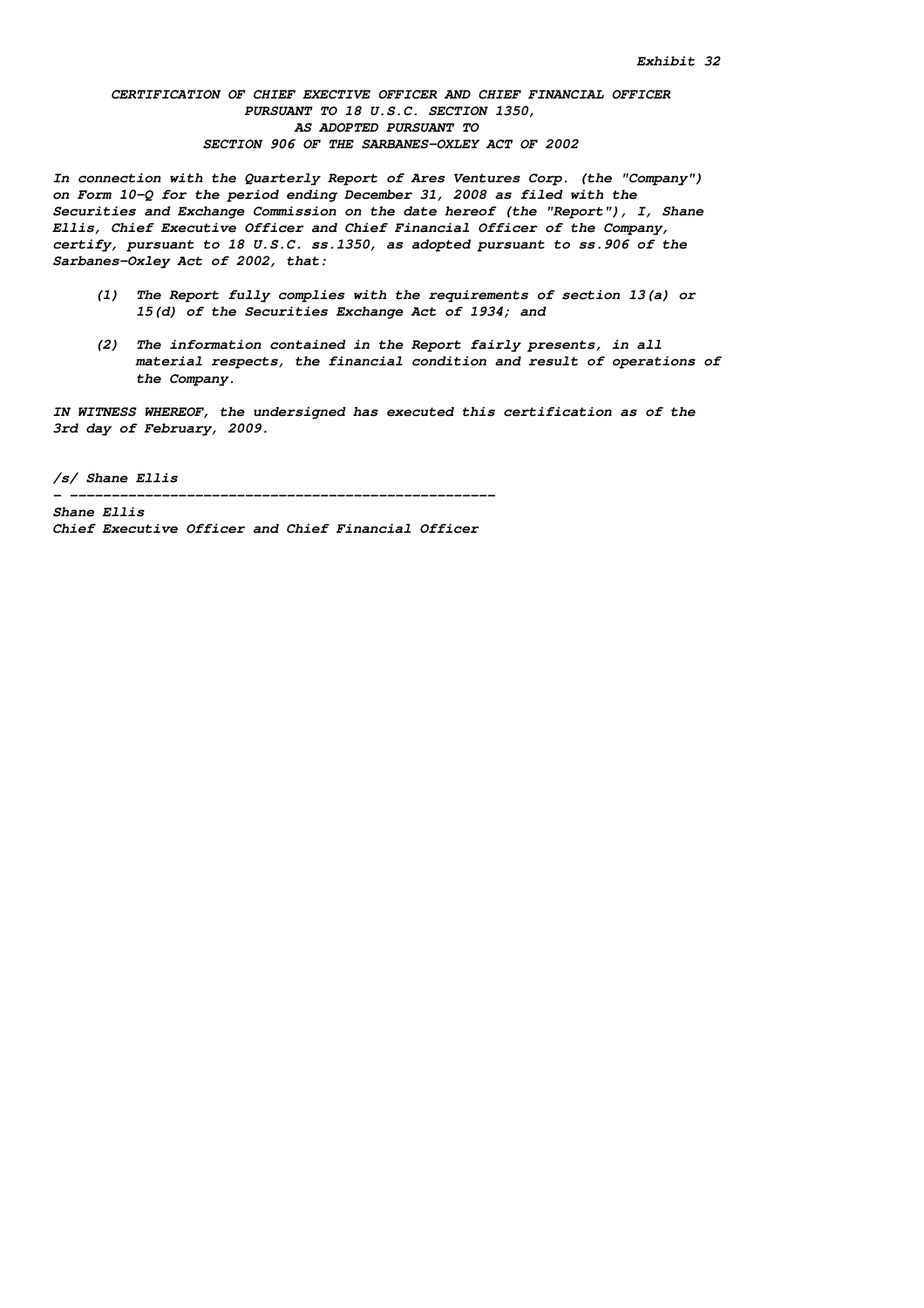Exhibit 32

**CERTIFICATION OF CHIEF EXECUTIVE OFFICER AND CHIEF FINANCIAL OFFICER PURSUANT TO 18 U.S.C. SECTION 1350, AS ADOPTED PURSUANT TO SECTION 906 OF THE SARBANES-OXLEY ACT OF 2002**

In connection with the Quarterly Report of Ares Ventures Corp. (the "Company") on Form 10-Q for the period ending December 31, 2008 as filed with the Securities and Exchange Commission on the date hereof (the "Report"), I, Shane Ellis, Chief Executive Officer and Chief Financial Officer of the Company, certify, pursuant to 18 U.S.C. ss.1350, as adopted pursuant to ss.906 of the Sarbanes-Oxley Act of 2002, that:

(1) The Report fully complies with the requirements of section 13(a) or 15(d) of the Securities Exchange Act of 1934; and

(2) The information contained in the Report fairly presents, in all material respects, the financial condition and result of operations of the Company.

IN WITNESS WHEREOF, the undersigned has executed this certification as of the 3rd day of February, 2009.

/s/ Shane Ellis

---

Shane Ellis
Chief Executive Officer and Chief Financial Officer